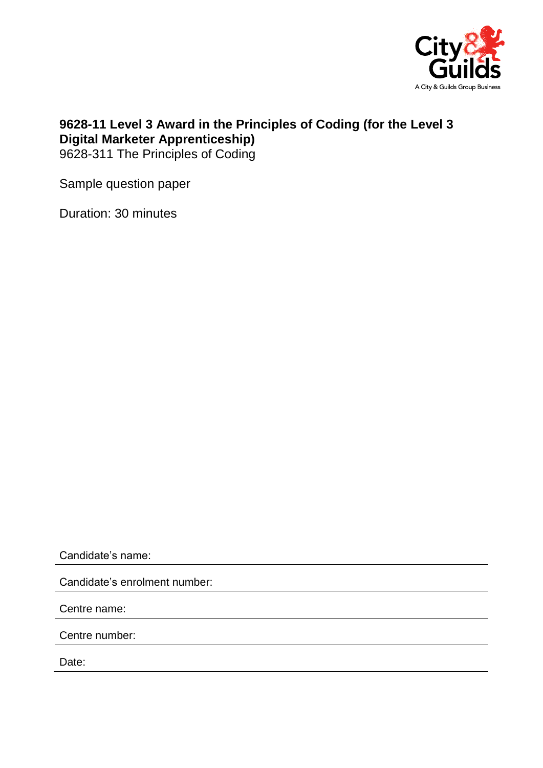# 9628-11 Level 3 Award in the Principles of Coding (for the Level 3 Digital Marketer Apprenticeship)

9628-311 The Principles of Coding

Sample question paper

Duration: 30 minutes

Candidate's name:

Candidate's enrolment number:

Centre name:

Centre number:

Date: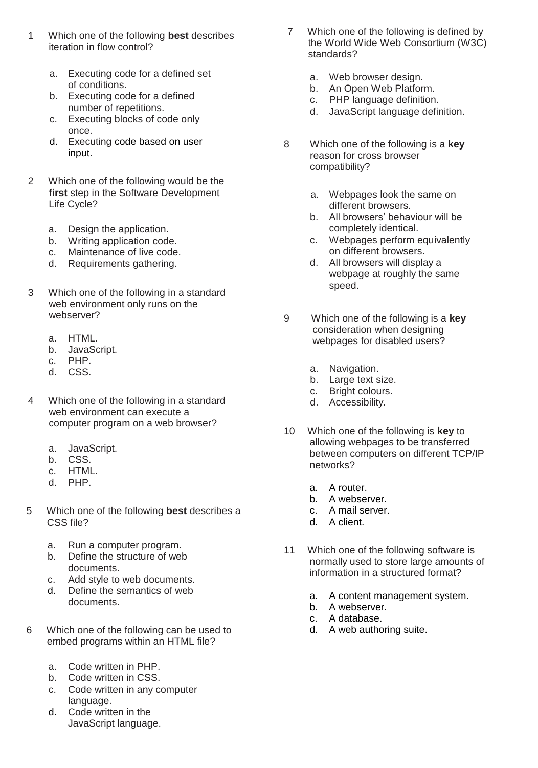1. Which one of the following **best** describes iteration in flow control?

   a. Executing code for a defined set of conditions.
   b. Executing code for a defined number of repetitions.
   c. Executing blocks of code only once.
   d. Executing code based on user input.

2. Which one of the following would be the **first** step in the Software Development Life Cycle?

   a. Design the application.
   b. Writing application code.
   c. Maintenance of live code.
   d. Requirements gathering.

3. Which one of the following in a standard web environment only runs on the webserver?

   a. HTML.
   b. JavaScript.
   c. PHP.
   d. CSS.

4. Which one of the following in a standard web environment can execute a computer program on a web browser?

   a. JavaScript.
   b. CSS.
   c. HTML.
   d. PHP.

5. Which one of the following **best** describes a CSS file?

   a. Run a computer program.
   b. Define the structure of web documents.
   c. Add style to web documents.
   d. Define the semantics of web documents.

6. Which one of the following can be used to embed programs within an HTML file?

   a. Code written in PHP.
   b. Code written in CSS.
   c. Code written in any computer language.
   d. Code written in the JavaScript language.

7. Which one of the following is defined by the World Wide Web Consortium (W3C) standards?

   a. Web browser design.
   b. An Open Web Platform.
   c. PHP language definition.
   d. JavaScript language definition.

8. Which one of the following is a **key** reason for cross browser compatibility?

   a. Webpages look the same on different browsers.
   b. All browsers' behaviour will be completely identical.
   c. Webpages perform equivalently on different browsers.
   d. All browsers will display a webpage at roughly the same speed.

9. Which one of the following is a **key** consideration when designing webpages for disabled users?

   a. Navigation.
   b. Large text size.
   c. Bright colours.
   d. Accessibility.

10. Which one of the following is **key** to allowing webpages to be transferred between computers on different TCP/IP networks?

    a. A router.
    b. A webserver.
    c. A mail server.
    d. A client.

11. Which one of the following software is normally used to store large amounts of information in a structured format?

    a. A content management system.
    b. A webserver.
    c. A database.
    d. A web authoring suite.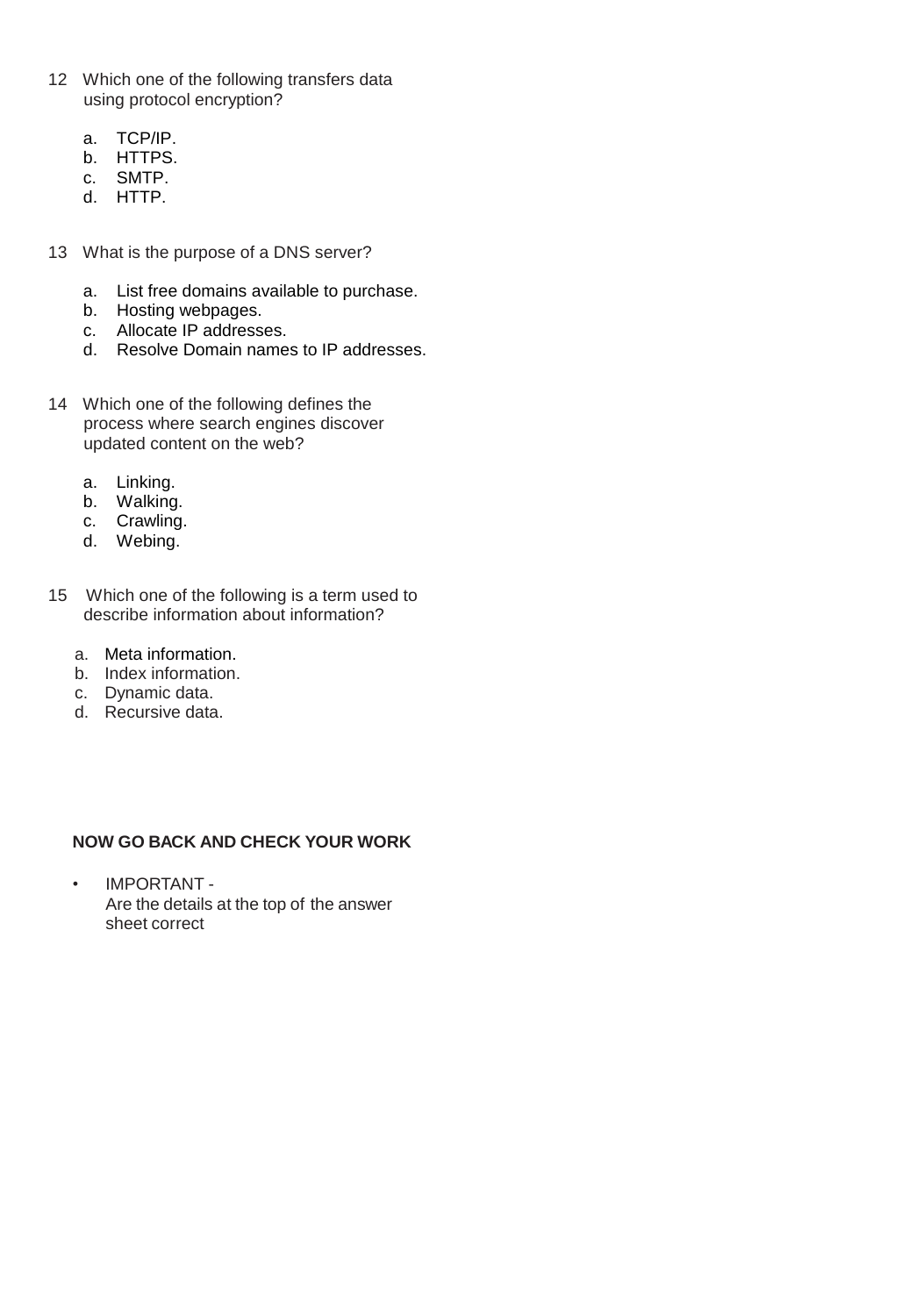12 Which one of the following transfers data using protocol encryption?

a. TCP/IP.
b. HTTPS.
c. SMTP.
d. HTTP.

13 What is the purpose of a DNS server?

a. List free domains available to purchase.
b. Hosting webpages.
c. Allocate IP addresses.
d. Resolve Domain names to IP addresses.

14 Which one of the following defines the process where search engines discover updated content on the web?

a. Linking.
b. Walking.
c. Crawling.
d. Webing.

15 Which one of the following is a term used to describe information about information?

a. Meta information.
b. Index information.
c. Dynamic data.
d. Recursive data.

**NOW GO BACK AND CHECK YOUR WORK**

- IMPORTANT -
  Are the details at the top of the answer sheet correct